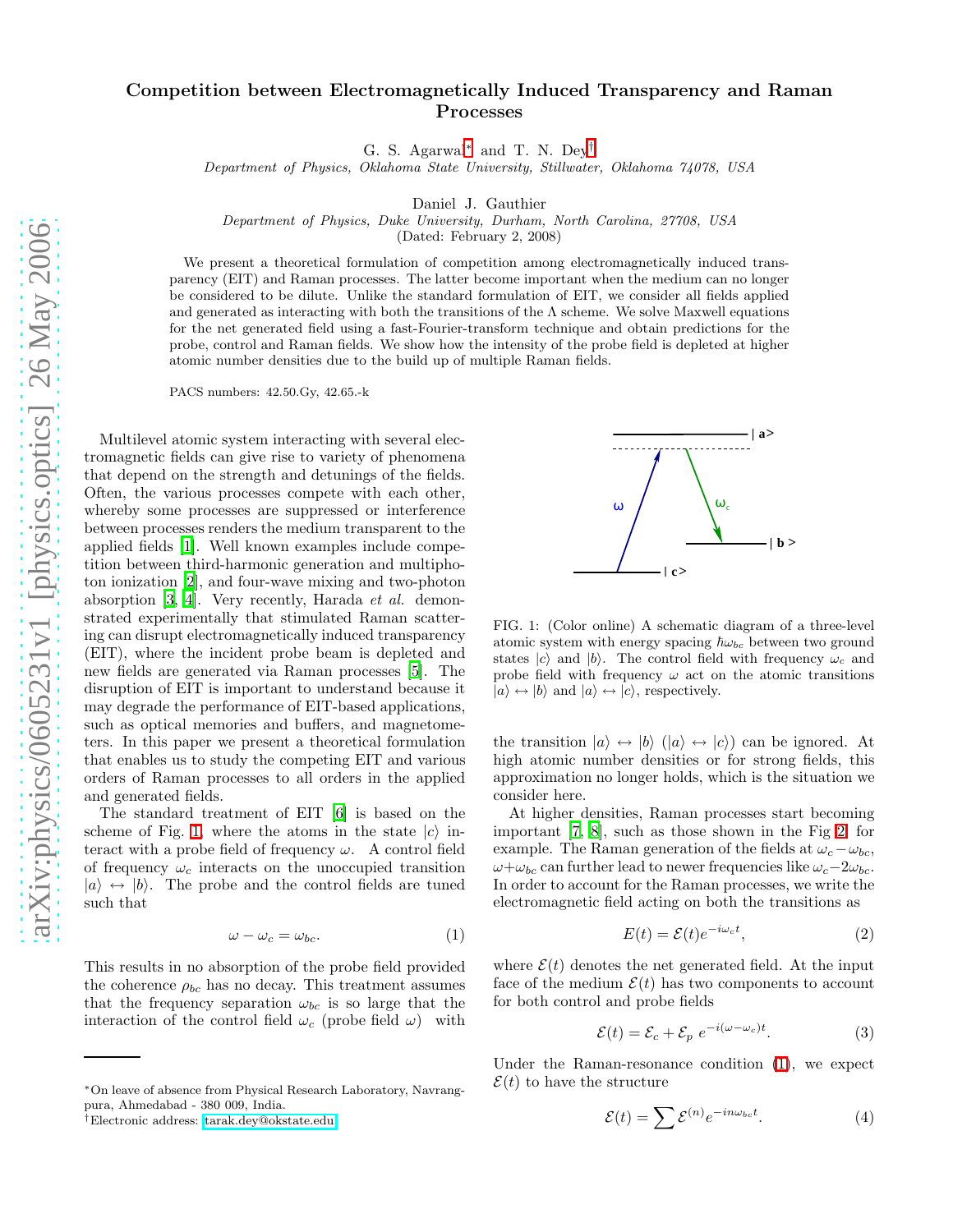# Competition between Electromagnetically Induced Transparency and Raman Processes

G. S. Agarwal* and T. N. Dey†

*Department of Physics, Oklahoma State University, Stillwater, Oklahoma 74078, USA*

Daniel J. Gauthier

*Department of Physics, Duke University, Durham, North Carolina, 27708, USA*

(Dated: February 2, 2008)

We present a theoretical formulation of competition among electromagnetically induced transparency (EIT) and Raman processes. The latter become important when the medium can no longer be considered to be dilute. Unlike the standard formulation of EIT, we consider all fields applied and generated as interacting with both the transitions of the $\Lambda$ scheme. We solve Maxwell equations for the net generated field using a fast-Fourier-transform technique and obtain predictions for the probe, control and Raman fields. We show how the intensity of the probe field is depleted at higher atomic number densities due to the build up of multiple Raman fields.

PACS numbers: 42.50.Gy, 42.65.-k

Multilevel atomic system interacting with several electromagnetic fields can give rise to variety of phenomena that depend on the strength and detunings of the fields. Often, the various processes compete with each other, whereby some processes are suppressed or interference between processes renders the medium transparent to the applied fields [1]. Well known examples include competition between third-harmonic generation and multiphoton ionization [2], and four-wave mixing and two-photon absorption [3, 4]. Very recently, Harada *et al.* demonstrated experimentally that stimulated Raman scattering can disrupt electromagnetically induced transparency (EIT), where the incident probe beam is depleted and new fields are generated via Raman processes [5]. The disruption of EIT is important to understand because it may degrade the performance of EIT-based applications, such as optical memories and buffers, and magnetometers. In this paper we present a theoretical formulation that enables us to study the competing EIT and various orders of Raman processes to all orders in the applied and generated fields.

The standard treatment of EIT [6] is based on the scheme of Fig. 1, where the atoms in the state $|c\rangle$ interact with a probe field of frequency $\omega$. A control field of frequency $\omega_c$ interacts on the unoccupied transition $|a\rangle \leftrightarrow |b\rangle$. The probe and the control fields are tuned such that

$$\omega - \omega_c = \omega_{bc}. \tag{1}$$

This results in no absorption of the probe field provided the coherence $\rho_{bc}$ has no decay. This treatment assumes that the frequency separation $\omega_{bc}$ is so large that the interaction of the control field $\omega_c$ (probe field $\omega$) with the transition $|a\rangle \leftrightarrow |b\rangle$ ($|a\rangle \leftrightarrow |c\rangle$) can be ignored. At high atomic number densities or for strong fields, this approximation no longer holds, which is the situation we consider here.

FIG. 1: (Color online) A schematic diagram of a three-level atomic system with energy spacing $\hbar\omega_{bc}$ between two ground states $|c\rangle$ and $|b\rangle$. The control field with frequency $\omega_c$ and probe field with frequency $\omega$ act on the atomic transitions $|a\rangle \leftrightarrow |b\rangle$ and $|a\rangle \leftrightarrow |c\rangle$, respectively.

At higher densities, Raman processes start becoming important [7, 8], such as those shown in the Fig 2 for example. The Raman generation of the fields at $\omega_c - \omega_{bc}$, $\omega + \omega_{bc}$ can further lead to newer frequencies like $\omega_c - 2\omega_{bc}$. In order to account for the Raman processes, we write the electromagnetic field acting on both the transitions as

$$E(t) = \mathcal{E}(t) e^{-i\omega_c t}, \tag{2}$$

where $\mathcal{E}(t)$ denotes the net generated field. At the input face of the medium $\mathcal{E}(t)$ has two components to account for both control and probe fields

$$\mathcal{E}(t) = \mathcal{E}_c + \mathcal{E}_p \ e^{-i(\omega - \omega_c)t}. \tag{3}$$

Under the Raman-resonance condition (1), we expect $\mathcal{E}(t)$ to have the structure

$$\mathcal{E}(t) = \sum \mathcal{E}^{(n)} e^{-in\omega_{bc} t}. \tag{4}$$

*On leave of absence from Physical Research Laboratory, Navrangpura, Ahmedabad - 380 009, India.
†Electronic address: tarak.dey@okstate.edu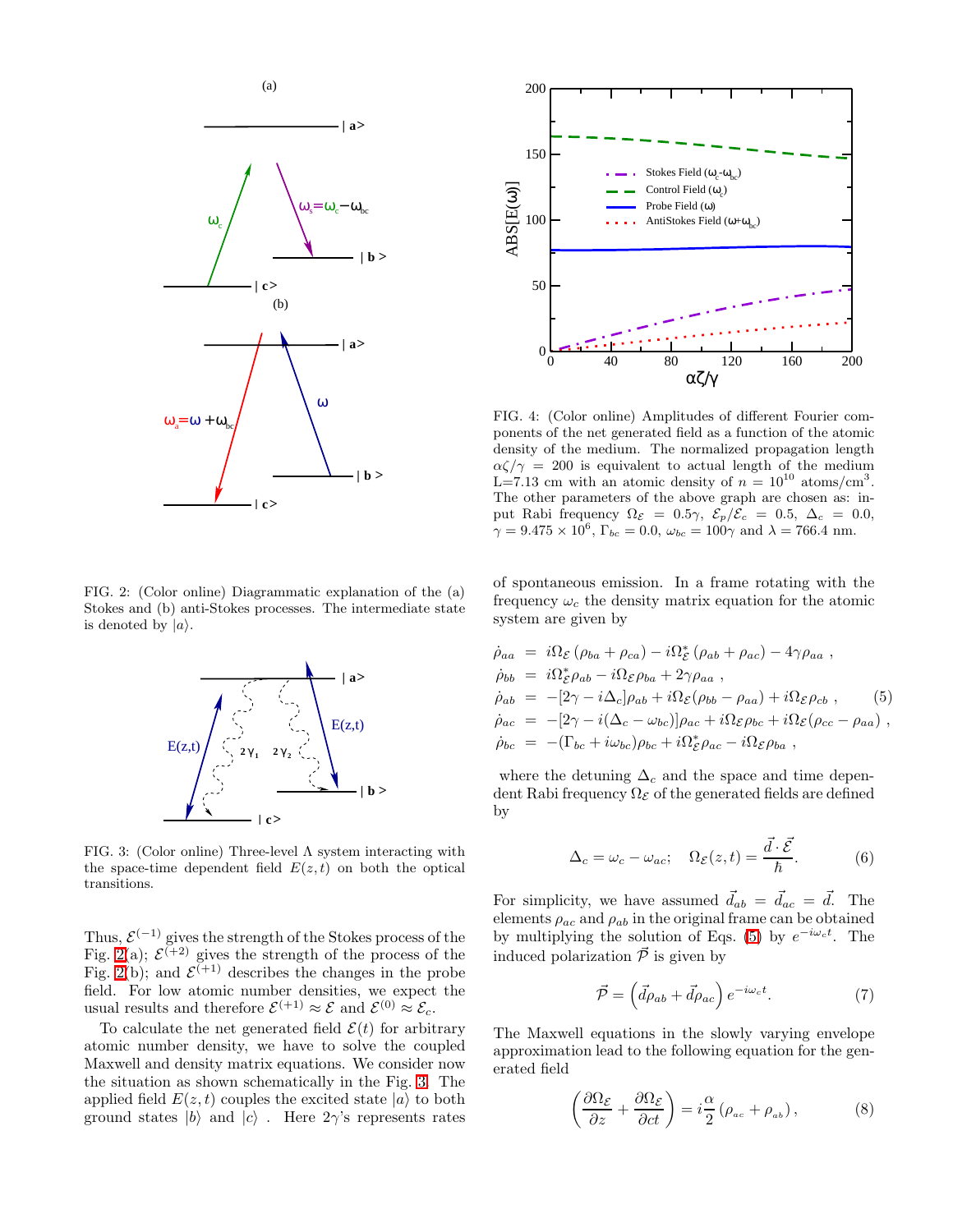FIG. 2: (Color online) Diagrammatic explanation of the (a) Stokes and (b) anti-Stokes processes. The intermediate state is denoted by $|a\rangle$.

FIG. 3: (Color online) Three-level $\Lambda$ system interacting with the space-time dependent field $E(z,t)$ on both the optical transitions.

Thus, $\mathcal{E}^{(-1)}$ gives the strength of the Stokes process of the Fig. 2(a); $\mathcal{E}^{(+2)}$ gives the strength of the process of the Fig. 2(b); and $\mathcal{E}^{(+1)}$ describes the changes in the probe field. For low atomic number densities, we expect the usual results and therefore $\mathcal{E}^{(+1)} \approx \mathcal{E}$ and $\mathcal{E}^{(0)} \approx \mathcal{E}_c$.

To calculate the net generated field $\mathcal{E}(t)$ for arbitrary atomic number density, we have to solve the coupled Maxwell and density matrix equations. We consider now the situation as shown schematically in the Fig. 3. The applied field $E(z,t)$ couples the excited state $|a\rangle$ to both ground states $|b\rangle$ and $|c\rangle$ . Here $2\gamma$'s represents rates of spontaneous emission. In a frame rotating with the frequency $\omega_c$ the density matrix equation for the atomic system are given by

FIG. 4: (Color online) Amplitudes of different Fourier components of the net generated field as a function of the atomic density of the medium. The normalized propagation length $\alpha\zeta/\gamma = 200$ is equivalent to actual length of the medium L=7.13 cm with an atomic density of $n = 10^{10}$ atoms/cm$^3$. The other parameters of the above graph are chosen as: input Rabi frequency $\Omega_{\mathcal{E}} = 0.5\gamma$, $\mathcal{E}_p/\mathcal{E}_c = 0.5$, $\Delta_c = 0.0$, $\gamma = 9.475 \times 10^6$, $\Gamma_{bc} = 0.0$, $\omega_{bc} = 100\gamma$ and $\lambda = 766.4$ nm.

$$
\begin{aligned}
\dot{\rho}_{aa} &= i\Omega_{\mathcal{E}}\left(\rho_{ba} + \rho_{ca}\right) - i\Omega_{\mathcal{E}}^{*}\left(\rho_{ab} + \rho_{ac}\right) - 4\gamma\rho_{aa}\ , \\
\dot{\rho}_{bb} &= i\Omega_{\mathcal{E}}^{*}\rho_{ab} - i\Omega_{\mathcal{E}}\rho_{ba} + 2\gamma\rho_{aa}\ , \\
\dot{\rho}_{ab} &= -[2\gamma - i\Delta_c]\rho_{ab} + i\Omega_{\mathcal{E}}(\rho_{bb} - \rho_{aa}) + i\Omega_{\mathcal{E}}\rho_{cb}\ , \\
\dot{\rho}_{ac} &= -[2\gamma - i(\Delta_c - \omega_{bc})]\rho_{ac} + i\Omega_{\mathcal{E}}\rho_{bc} + i\Omega_{\mathcal{E}}(\rho_{cc} - \rho_{aa})\ , \\
\dot{\rho}_{bc} &= -(\Gamma_{bc} + i\omega_{bc})\rho_{bc} + i\Omega_{\mathcal{E}}^{*}\rho_{ac} - i\Omega_{\mathcal{E}}\rho_{ba}\ ,
\end{aligned} \tag{5}
$$

where the detuning $\Delta_c$ and the space and time dependent Rabi frequency $\Omega_{\mathcal{E}}$ of the generated fields are defined by

$$
\Delta_c = \omega_c - \omega_{ac}; \quad \Omega_{\mathcal{E}}(z,t) = \frac{\vec{d}\cdot\vec{\mathcal{E}}}{\hbar}. \tag{6}
$$

For simplicity, we have assumed $\vec{d}_{ab} = \vec{d}_{ac} = \vec{d}$. The elements $\rho_{ac}$ and $\rho_{ab}$ in the original frame can be obtained by multiplying the solution of Eqs. (5) by $e^{-i\omega_c t}$. The induced polarization $\vec{\mathcal{P}}$ is given by

$$
\vec{\mathcal{P}} = \left(\vec{d}\rho_{ab} + \vec{d}\rho_{ac}\right)e^{-i\omega_c t}. \tag{7}
$$

The Maxwell equations in the slowly varying envelope approximation lead to the following equation for the generated field

$$
\left(\frac{\partial\Omega_{\mathcal{E}}}{\partial z} + \frac{\partial\Omega_{\mathcal{E}}}{\partial ct}\right) = i\frac{\alpha}{2}\left(\rho_{ac} + \rho_{ab}\right), \tag{8}
$$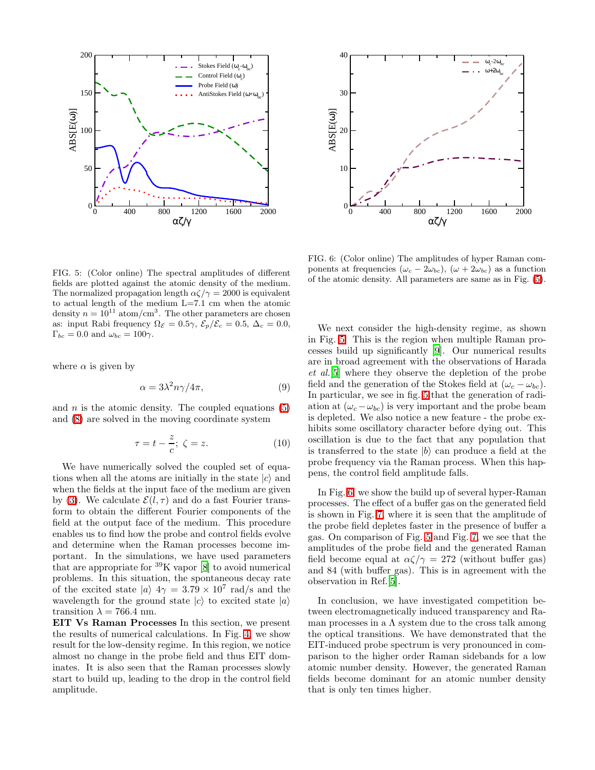FIG. 5: (Color online) The spectral amplitudes of different fields are plotted against the atomic density of the medium. The normalized propagation length $\alpha\zeta/\gamma = 2000$ is equivalent to actual length of the medium L=7.1 cm when the atomic density $n = 10^{11}$ atom/cm$^3$. The other parameters are chosen as: input Rabi frequency $\Omega_{\mathcal{E}} = 0.5\gamma$, $\mathcal{E}_p/\mathcal{E}_c = 0.5$, $\Delta_c = 0.0$, $\Gamma_{bc} = 0.0$ and $\omega_{bc} = 100\gamma$.

where $\alpha$ is given by

$$\alpha = 3\lambda^2 n\gamma/4\pi, \tag{9}$$

and $n$ is the atomic density. The coupled equations (5) and (8) are solved in the moving coordinate system

$$\tau = t - \frac{z}{c};\ \zeta = z. \tag{10}$$

We have numerically solved the coupled set of equations when all the atoms are initially in the state $|c\rangle$ and when the fields at the input face of the medium are given by (3). We calculate $\mathcal{E}(l, \tau)$ and do a fast Fourier transform to obtain the different Fourier components of the field at the output face of the medium. This procedure enables us to find how the probe and control fields evolve and determine when the Raman processes become important. In the simulations, we have used parameters that are appropriate for $^{39}$K vapor [8] to avoid numerical problems. In this situation, the spontaneous decay rate of the excited state $|a\rangle$ $4\gamma = 3.79 \times 10^7$ rad/s and the wavelength for the ground state $|c\rangle$ to excited state $|a\rangle$ transition $\lambda = 766.4$ nm.

**EIT Vs Raman Processes** In this section, we present the results of numerical calculations. In Fig. 4, we show result for the low-density regime. In this region, we notice almost no change in the probe field and thus EIT dominates. It is also seen that the Raman processes slowly start to build up, leading to the drop in the control field amplitude.

FIG. 6: (Color online) The amplitudes of hyper Raman components at frequencies $(\omega_c - 2\omega_{bc})$, $(\omega + 2\omega_{bc})$ as a function of the atomic density. All parameters are same as in Fig. (5).

We next consider the high-density regime, as shown in Fig. 5. This is the region when multiple Raman processes build up significantly [9]. Our numerical results are in broad agreement with the observations of Harada *et al.*[5] where they observe the depletion of the probe field and the generation of the Stokes field at $(\omega_c - \omega_{bc})$. In particular, we see in fig. 5 that the generation of radiation at $(\omega_c - \omega_{bc})$ is very important and the probe beam is depleted. We also notice a new feature - the probe exhibits some oscillatory character before dying out. This oscillation is due to the fact that any population that is transferred to the state $|b\rangle$ can produce a field at the probe frequency via the Raman process. When this happens, the control field amplitude falls.

In Fig. 6, we show the build up of several hyper-Raman processes. The effect of a buffer gas on the generated field is shown in Fig. 7, where it is seen that the amplitude of the probe field depletes faster in the presence of buffer a gas. On comparison of Fig. 5 and Fig. 7, we see that the amplitudes of the probe field and the generated Raman field become equal at $\alpha\zeta/\gamma = 272$ (without buffer gas) and 84 (with buffer gas). This is in agreement with the observation in Ref.[5].

In conclusion, we have investigated competition between electromagnetically induced transparency and Raman processes in a $\Lambda$ system due to the cross talk among the optical transitions. We have demonstrated that the EIT-induced probe spectrum is very pronounced in comparison to the higher order Raman sidebands for a low atomic number density. However, the generated Raman fields become dominant for an atomic number density that is only ten times higher.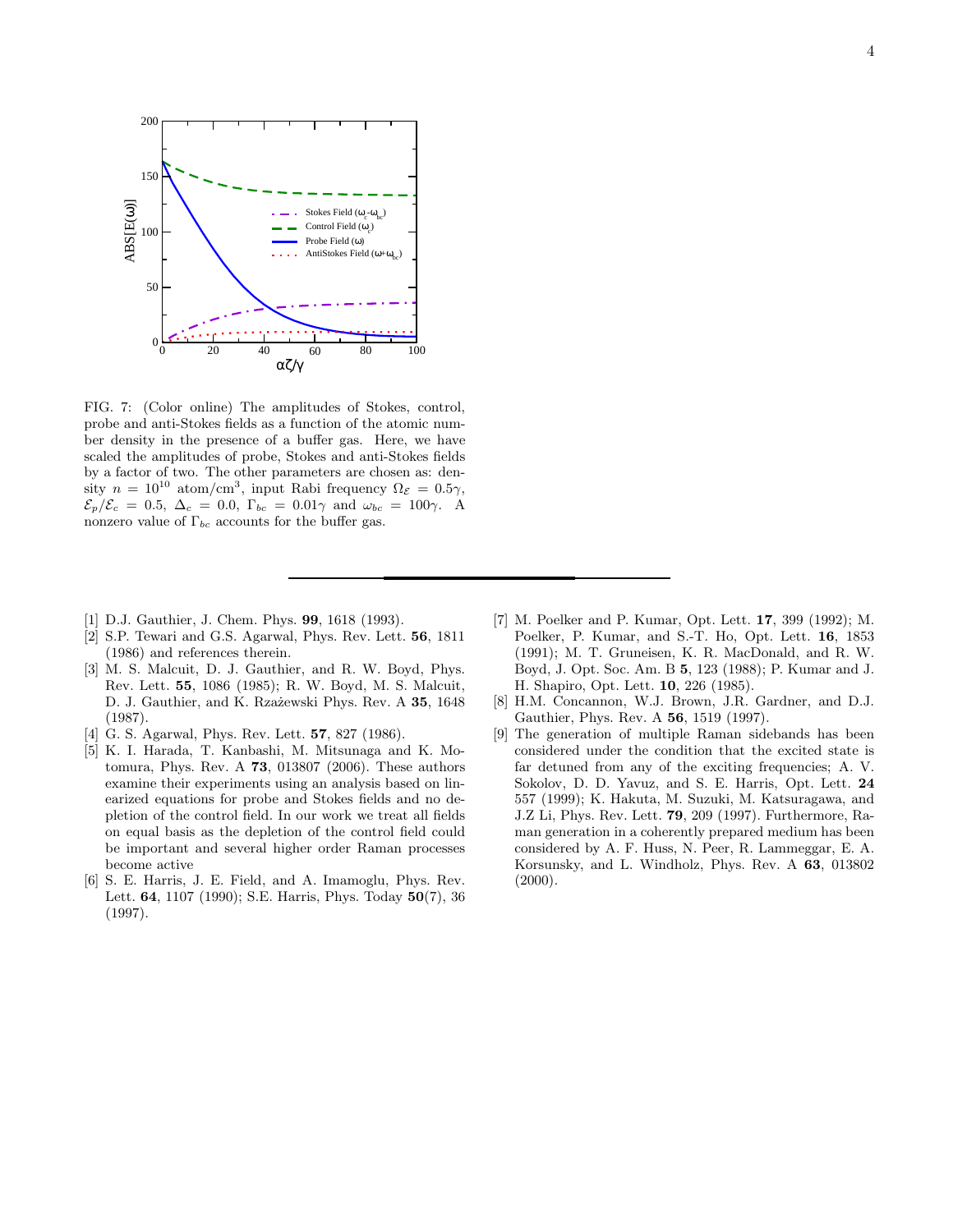200

150

100

50

0

0 20 40 60 80 100

ABS[E(ω)]

αζ/γ

Stokes Field ($\omega_c$-$\omega_{bc}$)

Control Field ($\omega_c$)

Probe Field (ω)

AntiStokes Field (ω+$\omega_{bc}$)

FIG. 7: (Color online) The amplitudes of Stokes, control, probe and anti-Stokes fields as a function of the atomic number density in the presence of a buffer gas. Here, we have scaled the amplitudes of probe, Stokes and anti-Stokes fields by a factor of two. The other parameters are chosen as: density $n = 10^{10}$ atom/cm$^3$, input Rabi frequency $\Omega_{\mathcal{E}} = 0.5\gamma$, $\mathcal{E}_p/\mathcal{E}_c = 0.5$, $\Delta_c = 0.0$, $\Gamma_{bc} = 0.01\gamma$ and $\omega_{bc} = 100\gamma$. A nonzero value of $\Gamma_{bc}$ accounts for the buffer gas.

---

[1] D.J. Gauthier, J. Chem. Phys. **99**, 1618 (1993).

[2] S.P. Tewari and G.S. Agarwal, Phys. Rev. Lett. **56**, 1811 (1986) and references therein.

[3] M. S. Malcuit, D. J. Gauthier, and R. W. Boyd, Phys. Rev. Lett. **55**, 1086 (1985); R. W. Boyd, M. S. Malcuit, D. J. Gauthier, and K. Rzażewski Phys. Rev. A **35**, 1648 (1987).

[4] G. S. Agarwal, Phys. Rev. Lett. **57**, 827 (1986).

[5] K. I. Harada, T. Kanbashi, M. Mitsunaga and K. Motomura, Phys. Rev. A **73**, 013807 (2006). These authors examine their experiments using an analysis based on linearized equations for probe and Stokes fields and no depletion of the control field. In our work we treat all fields on equal basis as the depletion of the control field could be important and several higher order Raman processes become active

[6] S. E. Harris, J. E. Field, and A. Imamoglu, Phys. Rev. Lett. **64**, 1107 (1990); S.E. Harris, Phys. Today **50**(7), 36 (1997).

[7] M. Poelker and P. Kumar, Opt. Lett. **17**, 399 (1992); M. Poelker, P. Kumar, and S.-T. Ho, Opt. Lett. **16**, 1853 (1991); M. T. Gruneisen, K. R. MacDonald, and R. W. Boyd, J. Opt. Soc. Am. B **5**, 123 (1988); P. Kumar and J. H. Shapiro, Opt. Lett. **10**, 226 (1985).

[8] H.M. Concannon, W.J. Brown, J.R. Gardner, and D.J. Gauthier, Phys. Rev. A **56**, 1519 (1997).

[9] The generation of multiple Raman sidebands has been considered under the condition that the excited state is far detuned from any of the exciting frequencies; A. V. Sokolov, D. D. Yavuz, and S. E. Harris, Opt. Lett. **24** 557 (1999); K. Hakuta, M. Suzuki, M. Katsuragawa, and J.Z Li, Phys. Rev. Lett. **79**, 209 (1997). Furthermore, Raman generation in a coherently prepared medium has been considered by A. F. Huss, N. Peer, R. Lammeggar, E. A. Korsunsky, and L. Windholz, Phys. Rev. A **63**, 013802 (2000).